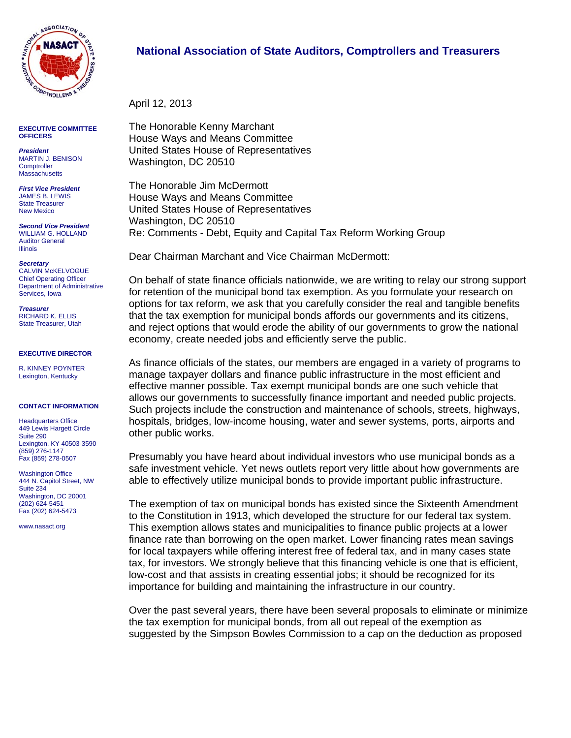# National Association of State Auditors, Comptrollers and Treasurers

**EXECUTIVE COMMITTEE OFFICERS**

***President***
MARTIN J. BENISON
Comptroller
Massachusetts

***First Vice President***
JAMES B. LEWIS
State Treasurer
New Mexico

***Second Vice President***
WILLIAM G. HOLLAND
Auditor General
Illinois

***Secretary***
CALVIN McKELVOGUE
Chief Operating Officer
Department of Administrative Services, Iowa

***Treasurer***
RICHARD K. ELLIS
State Treasurer, Utah

**EXECUTIVE DIRECTOR**

R. KINNEY POYNTER
Lexington, Kentucky

**CONTACT INFORMATION**

Headquarters Office
449 Lewis Hargett Circle
Suite 290
Lexington, KY 40503-3590
(859) 276-1147
Fax (859) 278-0507

Washington Office
444 N. Capitol Street, NW
Suite 234
Washington, DC 20001
(202) 624-5451
Fax (202) 624-5473

www.nasact.org

---

April 12, 2013

The Honorable Kenny Marchant
House Ways and Means Committee
United States House of Representatives
Washington, DC 20510

The Honorable Jim McDermott
House Ways and Means Committee
United States House of Representatives
Washington, DC 20510
Re: Comments - Debt, Equity and Capital Tax Reform Working Group

Dear Chairman Marchant and Vice Chairman McDermott:

On behalf of state finance officials nationwide, we are writing to relay our strong support for retention of the municipal bond tax exemption. As you formulate your research on options for tax reform, we ask that you carefully consider the real and tangible benefits that the tax exemption for municipal bonds affords our governments and its citizens, and reject options that would erode the ability of our governments to grow the national economy, create needed jobs and efficiently serve the public.

As finance officials of the states, our members are engaged in a variety of programs to manage taxpayer dollars and finance public infrastructure in the most efficient and effective manner possible. Tax exempt municipal bonds are one such vehicle that allows our governments to successfully finance important and needed public projects. Such projects include the construction and maintenance of schools, streets, highways, hospitals, bridges, low-income housing, water and sewer systems, ports, airports and other public works.

Presumably you have heard about individual investors who use municipal bonds as a safe investment vehicle. Yet news outlets report very little about how governments are able to effectively utilize municipal bonds to provide important public infrastructure.

The exemption of tax on municipal bonds has existed since the Sixteenth Amendment to the Constitution in 1913, which developed the structure for our federal tax system. This exemption allows states and municipalities to finance public projects at a lower finance rate than borrowing on the open market. Lower financing rates mean savings for local taxpayers while offering interest free of federal tax, and in many cases state tax, for investors. We strongly believe that this financing vehicle is one that is efficient, low-cost and that assists in creating essential jobs; it should be recognized for its importance for building and maintaining the infrastructure in our country.

Over the past several years, there have been several proposals to eliminate or minimize the tax exemption for municipal bonds, from all out repeal of the exemption as suggested by the Simpson Bowles Commission to a cap on the deduction as proposed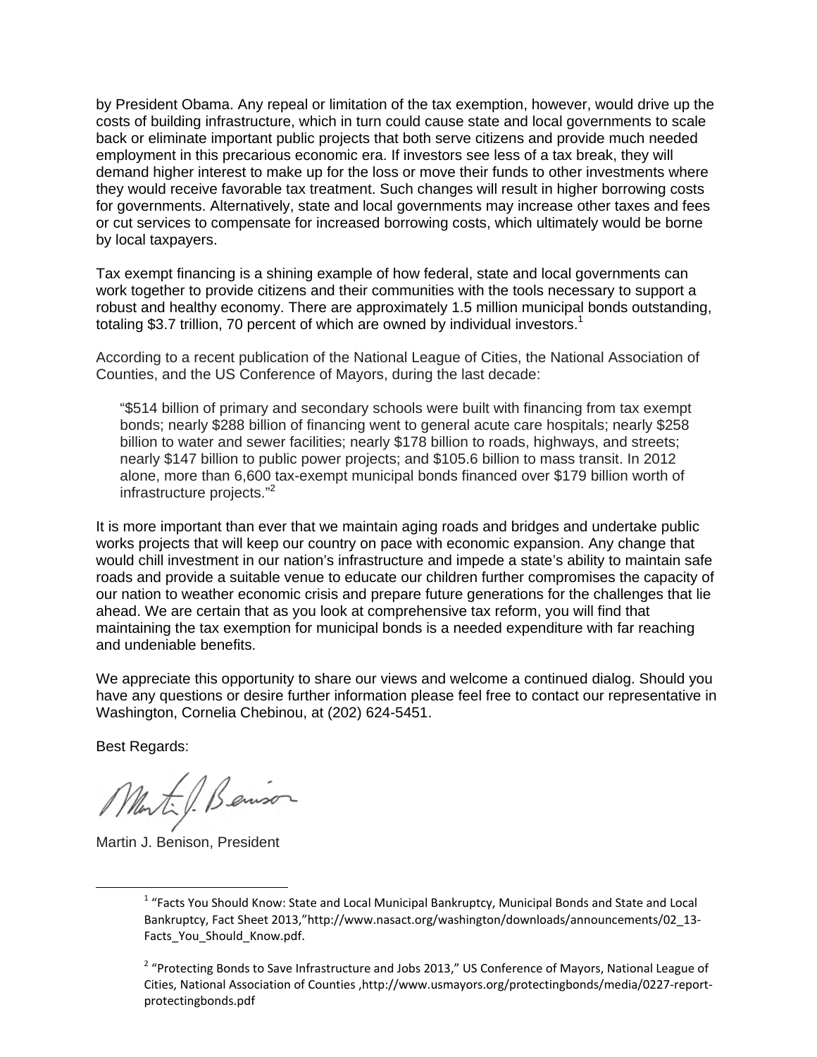by President Obama. Any repeal or limitation of the tax exemption, however, would drive up the costs of building infrastructure, which in turn could cause state and local governments to scale back or eliminate important public projects that both serve citizens and provide much needed employment in this precarious economic era. If investors see less of a tax break, they will demand higher interest to make up for the loss or move their funds to other investments where they would receive favorable tax treatment. Such changes will result in higher borrowing costs for governments. Alternatively, state and local governments may increase other taxes and fees or cut services to compensate for increased borrowing costs, which ultimately would be borne by local taxpayers.

Tax exempt financing is a shining example of how federal, state and local governments can work together to provide citizens and their communities with the tools necessary to support a robust and healthy economy. There are approximately 1.5 million municipal bonds outstanding, totaling $3.7 trillion, 70 percent of which are owned by individual investors.[1]

According to a recent publication of the National League of Cities, the National Association of Counties, and the US Conference of Mayors, during the last decade:

> "$514 billion of primary and secondary schools were built with financing from tax exempt bonds; nearly $288 billion of financing went to general acute care hospitals; nearly $258 billion to water and sewer facilities; nearly $178 billion to roads, highways, and streets; nearly $147 billion to public power projects; and $105.6 billion to mass transit. In 2012 alone, more than 6,600 tax-exempt municipal bonds financed over $179 billion worth of infrastructure projects."[2]

It is more important than ever that we maintain aging roads and bridges and undertake public works projects that will keep our country on pace with economic expansion. Any change that would chill investment in our nation's infrastructure and impede a state's ability to maintain safe roads and provide a suitable venue to educate our children further compromises the capacity of our nation to weather economic crisis and prepare future generations for the challenges that lie ahead. We are certain that as you look at comprehensive tax reform, you will find that maintaining the tax exemption for municipal bonds is a needed expenditure with far reaching and undeniable benefits.

We appreciate this opportunity to share our views and welcome a continued dialog. Should you have any questions or desire further information please feel free to contact our representative in Washington, Cornelia Chebinou, at (202) 624-5451.

Best Regards:

Martin J. Benison, President

---

[1] "Facts You Should Know: State and Local Municipal Bankruptcy, Municipal Bonds and State and Local Bankruptcy, Fact Sheet 2013,"http://www.nasact.org/washington/downloads/announcements/02_13-Facts_You_Should_Know.pdf.

[2] "Protecting Bonds to Save Infrastructure and Jobs 2013," US Conference of Mayors, National League of Cities, National Association of Counties ,http://www.usmayors.org/protectingbonds/media/0227-report-protectingbonds.pdf